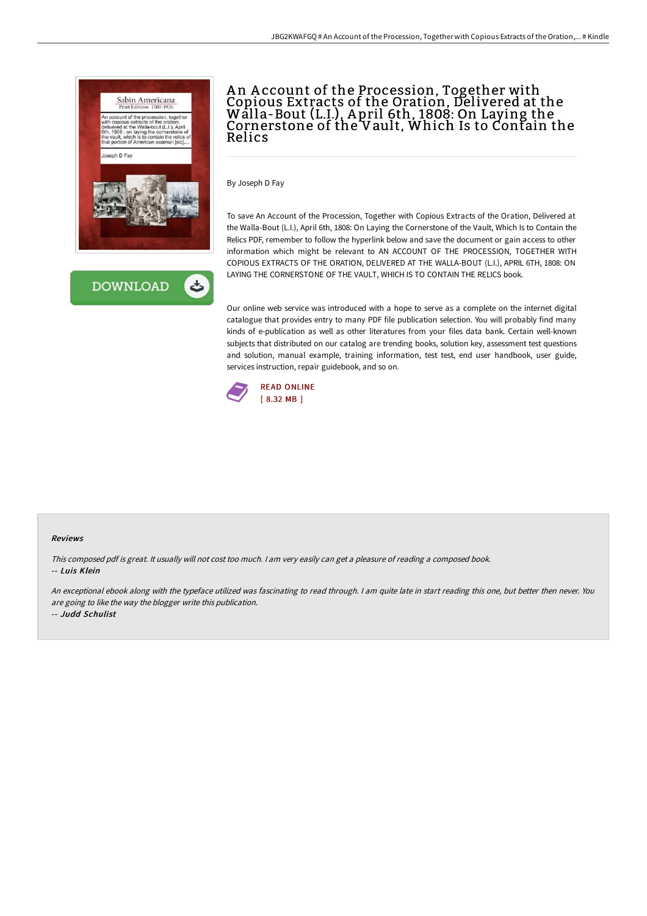# An Account of the Procession, Together with Copious Extracts of the Oration, Delivered at the Walla-Bout (L.I.), April 6th, 1808: On Laying the Cornerstone of the Vault, Which Is to Contain the Relics

By Joseph D Fay

To save An Account of the Procession, Together with Copious Extracts of the Oration, Delivered at the Walla-Bout (L.I.), April 6th, 1808: On Laying the Cornerstone of the Vault, Which Is to Contain the Relics PDF, remember to follow the hyperlink below and save the document or gain access to other information which might be relevant to AN ACCOUNT OF THE PROCESSION, TOGETHER WITH COPIOUS EXTRACTS OF THE ORATION, DELIVERED AT THE WALLA-BOUT (L.I.), APRIL 6TH, 1808: ON LAYING THE CORNERSTONE OF THE VAULT, WHICH IS TO CONTAIN THE RELICS book.

Our online web service was introduced with a hope to serve as a complete on the internet digital catalogue that provides entry to many PDF file publication selection. You will probably find many kinds of e-publication as well as other literatures from your files data bank. Certain well-known subjects that distributed on our catalog are trending books, solution key, assessment test questions and solution, manual example, training information, test test, end user handbook, user guide, services instruction, repair guidebook, and so on.

DOWNLOAD

READ ONLINE
[ 8.32 MB ]

#### Reviews

*This composed pdf is great. It usually will not cost too much. I am very easily can get a pleasure of reading a composed book.*
-- ***Luis Klein***

*An exceptional ebook along with the typeface utilized was fascinating to read through. I am quite late in start reading this one, but better then never. You are going to like the way the blogger write this publication.*
-- ***Judd Schulist***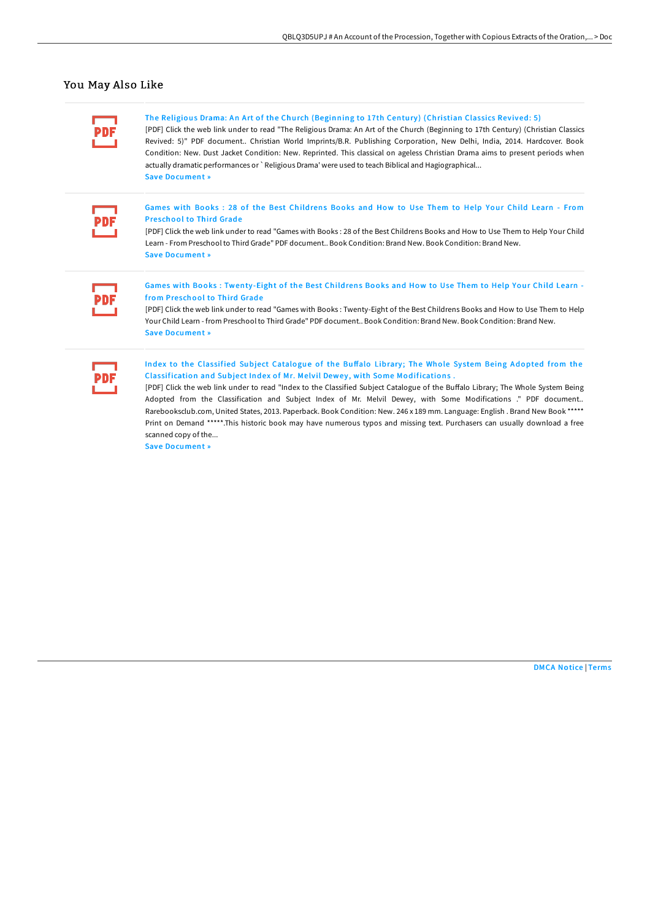## You May Also Like

**The Religious Drama: An Art of the Church (Beginning to 17th Century) (Christian Classics Revived: 5)**

[PDF] Click the web link under to read "The Religious Drama: An Art of the Church (Beginning to 17th Century) (Christian Classics Revived: 5)" PDF document.. Christian World Imprints/B.R. Publishing Corporation, New Delhi, India, 2014. Hardcover. Book Condition: New. Dust Jacket Condition: New. Reprinted. This classical on ageless Christian Drama aims to present periods when actually dramatic performances or `Religious Drama' were used to teach Biblical and Hagiographical...

Save Document »

**Games with Books : 28 of the Best Childrens Books and How to Use Them to Help Your Child Learn - From Preschool to Third Grade**

[PDF] Click the web link under to read "Games with Books : 28 of the Best Childrens Books and How to Use Them to Help Your Child Learn - From Preschool to Third Grade" PDF document.. Book Condition: Brand New. Book Condition: Brand New.

Save Document »

**Games with Books : Twenty-Eight of the Best Childrens Books and How to Use Them to Help Your Child Learn - from Preschool to Third Grade**

[PDF] Click the web link under to read "Games with Books : Twenty-Eight of the Best Childrens Books and How to Use Them to Help Your Child Learn - from Preschool to Third Grade" PDF document.. Book Condition: Brand New. Book Condition: Brand New.

Save Document »

**Index to the Classified Subject Catalogue of the Buffalo Library; The Whole System Being Adopted from the Classification and Subject Index of Mr. Melvil Dewey, with Some Modifications .**

[PDF] Click the web link under to read "Index to the Classified Subject Catalogue of the Buffalo Library; The Whole System Being Adopted from the Classification and Subject Index of Mr. Melvil Dewey, with Some Modifications ." PDF document.. Rarebooksclub.com, United States, 2013. Paperback. Book Condition: New. 246 x 189 mm. Language: English . Brand New Book ***** Print on Demand *****.This historic book may have numerous typos and missing text. Purchasers can usually download a free scanned copy of the...

Save Document »

DMCA Notice | Terms